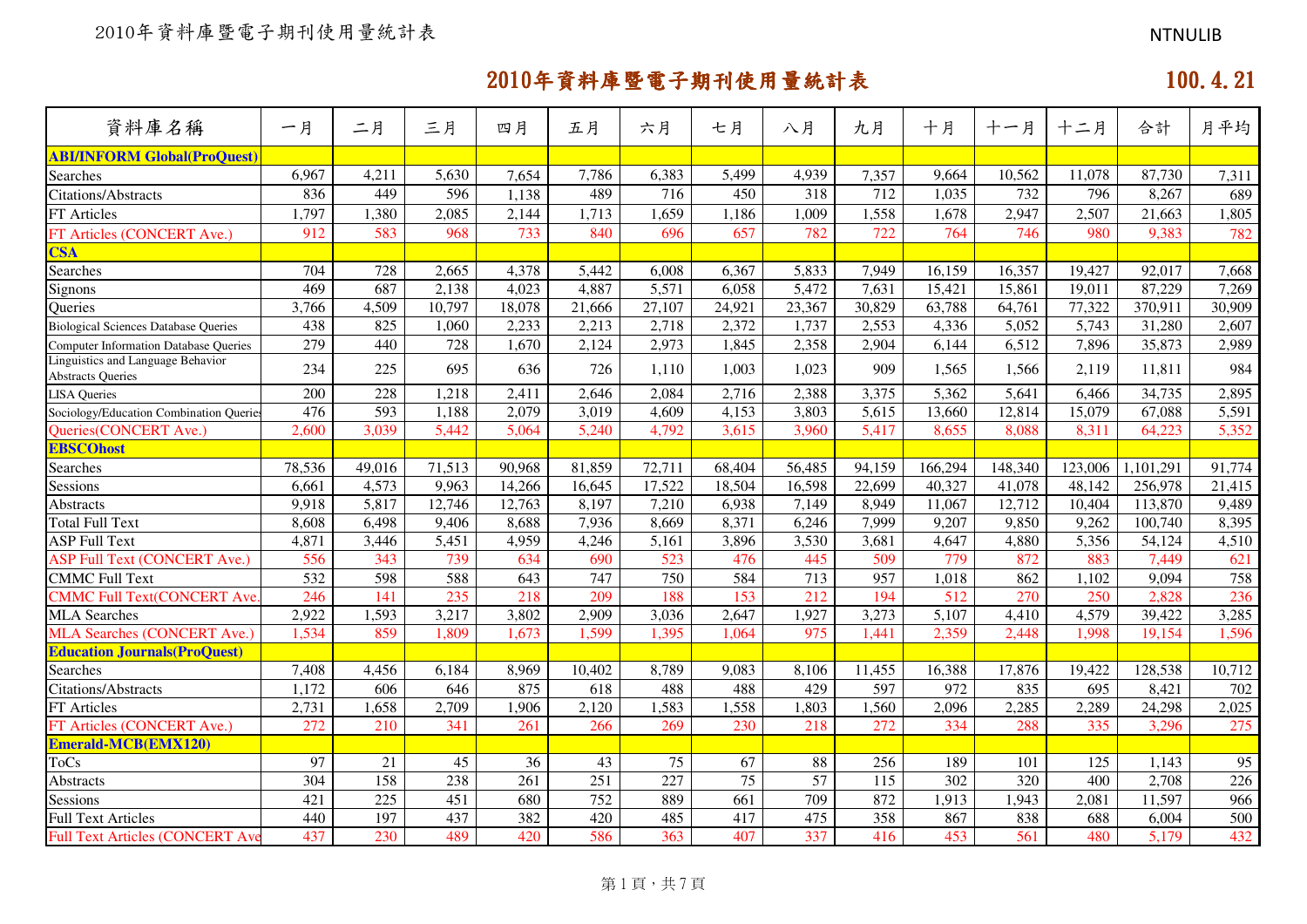# 2010年資料庫暨電子期刊使用量統計表

100. 4. 21

| 資料庫名稱 | 一月 | 二月 | 三月 | 四月 | 五月 | 六月 | 七月 | 八月 | 九月 | 十月 | 十一月 | 十二月 | 合計 | 月平均 |
|---|---|---|---|---|---|---|---|---|---|---|---|---|---|---|
| **ABI/INFORM Global(ProQuest)** | | | | | | | | | | | | | | |
| Searches | 6,967 | 4,211 | 5,630 | 7,654 | 7,786 | 6,383 | 5,499 | 4,939 | 7,357 | 9,664 | 10,562 | 11,078 | 87,730 | 7,311 |
| Citations/Abstracts | 836 | 449 | 596 | 1,138 | 489 | 716 | 450 | 318 | 712 | 1,035 | 732 | 796 | 8,267 | 689 |
| FT Articles | 1,797 | 1,380 | 2,085 | 2,144 | 1,713 | 1,659 | 1,186 | 1,009 | 1,558 | 1,678 | 2,947 | 2,507 | 21,663 | 1,805 |
| FT Articles (CONCERT Ave.) | 912 | 583 | 968 | 733 | 840 | 696 | 657 | 782 | 722 | 764 | 746 | 980 | 9,383 | 782 |
| **CSA** | | | | | | | | | | | | | | |
| Searches | 704 | 728 | 2,665 | 4,378 | 5,442 | 6,008 | 6,367 | 5,833 | 7,949 | 16,159 | 16,357 | 19,427 | 92,017 | 7,668 |
| Signons | 469 | 687 | 2,138 | 4,023 | 4,887 | 5,571 | 6,058 | 5,472 | 7,631 | 15,421 | 15,861 | 19,011 | 87,229 | 7,269 |
| Queries | 3,766 | 4,509 | 10,797 | 18,078 | 21,666 | 27,107 | 24,921 | 23,367 | 30,829 | 63,788 | 64,761 | 77,322 | 370,911 | 30,909 |
| Biological Sciences Database Queries | 438 | 825 | 1,060 | 2,233 | 2,213 | 2,718 | 2,372 | 1,737 | 2,553 | 4,336 | 5,052 | 5,743 | 31,280 | 2,607 |
| Computer Information Database Queries | 279 | 440 | 728 | 1,670 | 2,124 | 2,973 | 1,845 | 2,358 | 2,904 | 6,144 | 6,512 | 7,896 | 35,873 | 2,989 |
| Linguistics and Language Behavior Abstracts Queries | 234 | 225 | 695 | 636 | 726 | 1,110 | 1,003 | 1,023 | 909 | 1,565 | 1,566 | 2,119 | 11,811 | 984 |
| LISA Queries | 200 | 228 | 1,218 | 2,411 | 2,646 | 2,084 | 2,716 | 2,388 | 3,375 | 5,362 | 5,641 | 6,466 | 34,735 | 2,895 |
| Sociology/Education Combination Queries | 476 | 593 | 1,188 | 2,079 | 3,019 | 4,609 | 4,153 | 3,803 | 5,615 | 13,660 | 12,814 | 15,079 | 67,088 | 5,591 |
| Queries(CONCERT Ave.) | 2,600 | 3,039 | 5,442 | 5,064 | 5,240 | 4,792 | 3,615 | 3,960 | 5,417 | 8,655 | 8,088 | 8,311 | 64,223 | 5,352 |
| **EBSCOhost** | | | | | | | | | | | | | | |
| Searches | 78,536 | 49,016 | 71,513 | 90,968 | 81,859 | 72,711 | 68,404 | 56,485 | 94,159 | 166,294 | 148,340 | 123,006 | 1,101,291 | 91,774 |
| Sessions | 6,661 | 4,573 | 9,963 | 14,266 | 16,645 | 17,522 | 18,504 | 16,598 | 22,699 | 40,327 | 41,078 | 48,142 | 256,978 | 21,415 |
| Abstracts | 9,918 | 5,817 | 12,746 | 12,763 | 8,197 | 7,210 | 6,938 | 7,149 | 8,949 | 11,067 | 12,712 | 10,404 | 113,870 | 9,489 |
| Total Full Text | 8,608 | 6,498 | 9,406 | 8,688 | 7,936 | 8,669 | 8,371 | 6,246 | 7,999 | 9,207 | 9,850 | 9,262 | 100,740 | 8,395 |
| ASP Full Text | 4,871 | 3,446 | 5,451 | 4,959 | 4,246 | 5,161 | 3,896 | 3,530 | 3,681 | 4,647 | 4,880 | 5,356 | 54,124 | 4,510 |
| ASP Full Text (CONCERT Ave.) | 556 | 343 | 739 | 634 | 690 | 523 | 476 | 445 | 509 | 779 | 872 | 883 | 7,449 | 621 |
| CMMC Full Text | 532 | 598 | 588 | 643 | 747 | 750 | 584 | 713 | 957 | 1,018 | 862 | 1,102 | 9,094 | 758 |
| CMMC Full Text(CONCERT Ave. | 246 | 141 | 235 | 218 | 209 | 188 | 153 | 212 | 194 | 512 | 270 | 250 | 2,828 | 236 |
| MLA Searches | 2,922 | 1,593 | 3,217 | 3,802 | 2,909 | 3,036 | 2,647 | 1,927 | 3,273 | 5,107 | 4,410 | 4,579 | 39,422 | 3,285 |
| MLA Searches (CONCERT Ave.) | 1,534 | 859 | 1,809 | 1,673 | 1,599 | 1,395 | 1,064 | 975 | 1,441 | 2,359 | 2,448 | 1,998 | 19,154 | 1,596 |
| **Education Journals(ProQuest)** | | | | | | | | | | | | | | |
| Searches | 7,408 | 4,456 | 6,184 | 8,969 | 10,402 | 8,789 | 9,083 | 8,106 | 11,455 | 16,388 | 17,876 | 19,422 | 128,538 | 10,712 |
| Citations/Abstracts | 1,172 | 606 | 646 | 875 | 618 | 488 | 488 | 429 | 597 | 972 | 835 | 695 | 8,421 | 702 |
| FT Articles | 2,731 | 1,658 | 2,709 | 1,906 | 2,120 | 1,583 | 1,558 | 1,803 | 1,560 | 2,096 | 2,285 | 2,289 | 24,298 | 2,025 |
| FT Articles (CONCERT Ave.) | 272 | 210 | 341 | 261 | 266 | 269 | 230 | 218 | 272 | 334 | 288 | 335 | 3,296 | 275 |
| **Emerald-MCB(EMX120)** | | | | | | | | | | | | | | |
| ToCs | 97 | 21 | 45 | 36 | 43 | 75 | 67 | 88 | 256 | 189 | 101 | 125 | 1,143 | 95 |
| Abstracts | 304 | 158 | 238 | 261 | 251 | 227 | 75 | 57 | 115 | 302 | 320 | 400 | 2,708 | 226 |
| Sessions | 421 | 225 | 451 | 680 | 752 | 889 | 661 | 709 | 872 | 1,913 | 1,943 | 2,081 | 11,597 | 966 |
| Full Text Articles | 440 | 197 | 437 | 382 | 420 | 485 | 417 | 475 | 358 | 867 | 838 | 688 | 6,004 | 500 |
| Full Text Articles (CONCERT Ave | 437 | 230 | 489 | 420 | 586 | 363 | 407 | 337 | 416 | 453 | 561 | 480 | 5,179 | 432 |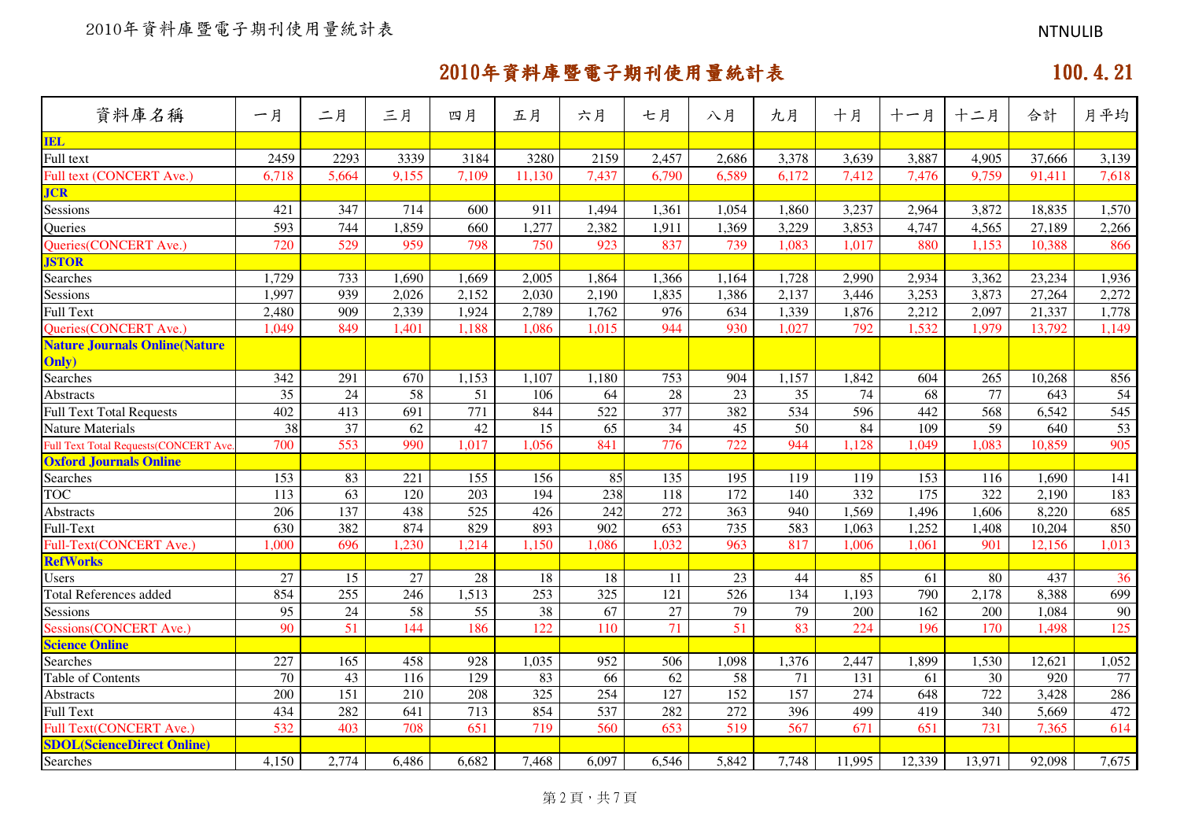## 2010年資料庫暨電子期刊使用量統計表

100. 4. 21

| 資料庫名稱 | 一月 | 二月 | 三月 | 四月 | 五月 | 六月 | 七月 | 八月 | 九月 | 十月 | 十一月 | 十二月 | 合計 | 月平均 |
|---|---|---|---|---|---|---|---|---|---|---|---|---|---|---|
| **IEL** | | | | | | | | | | | | | | |
| Full text | 2459 | 2293 | 3339 | 3184 | 3280 | 2159 | 2,457 | 2,686 | 3,378 | 3,639 | 3,887 | 4,905 | 37,666 | 3,139 |
| Full text (CONCERT Ave.) | 6,718 | 5,664 | 9,155 | 7,109 | 11,130 | 7,437 | 6,790 | 6,589 | 6,172 | 7,412 | 7,476 | 9,759 | 91,411 | 7,618 |
| **JCR** | | | | | | | | | | | | | | |
| Sessions | 421 | 347 | 714 | 600 | 911 | 1,494 | 1,361 | 1,054 | 1,860 | 3,237 | 2,964 | 3,872 | 18,835 | 1,570 |
| Queries | 593 | 744 | 1,859 | 660 | 1,277 | 2,382 | 1,911 | 1,369 | 3,229 | 3,853 | 4,747 | 4,565 | 27,189 | 2,266 |
| Queries(CONCERT Ave.) | 720 | 529 | 959 | 798 | 750 | 923 | 837 | 739 | 1,083 | 1,017 | 880 | 1,153 | 10,388 | 866 |
| **JSTOR** | | | | | | | | | | | | | | |
| Searches | 1,729 | 733 | 1,690 | 1,669 | 2,005 | 1,864 | 1,366 | 1,164 | 1,728 | 2,990 | 2,934 | 3,362 | 23,234 | 1,936 |
| Sessions | 1,997 | 939 | 2,026 | 2,152 | 2,030 | 2,190 | 1,835 | 1,386 | 2,137 | 3,446 | 3,253 | 3,873 | 27,264 | 2,272 |
| Full Text | 2,480 | 909 | 2,339 | 1,924 | 2,789 | 1,762 | 976 | 634 | 1,339 | 1,876 | 2,212 | 2,097 | 21,337 | 1,778 |
| Queries(CONCERT Ave.) | 1,049 | 849 | 1,401 | 1,188 | 1,086 | 1,015 | 944 | 930 | 1,027 | 792 | 1,532 | 1,979 | 13,792 | 1,149 |
| **Nature Journals Online(Nature Only)** | | | | | | | | | | | | | | |
| Searches | 342 | 291 | 670 | 1,153 | 1,107 | 1,180 | 753 | 904 | 1,157 | 1,842 | 604 | 265 | 10,268 | 856 |
| Abstracts | 35 | 24 | 58 | 51 | 106 | 64 | 28 | 23 | 35 | 74 | 68 | 77 | 643 | 54 |
| Full Text Total Requests | 402 | 413 | 691 | 771 | 844 | 522 | 377 | 382 | 534 | 596 | 442 | 568 | 6,542 | 545 |
| Nature Materials | 38 | 37 | 62 | 42 | 15 | 65 | 34 | 45 | 50 | 84 | 109 | 59 | 640 | 53 |
| Full Text Total Requests(CONCERT Ave. | 700 | 553 | 990 | 1,017 | 1,056 | 841 | 776 | 722 | 944 | 1,128 | 1,049 | 1,083 | 10,859 | 905 |
| **Oxford Journals Online** | | | | | | | | | | | | | | |
| Searches | 153 | 83 | 221 | 155 | 156 | 85 | 135 | 195 | 119 | 119 | 153 | 116 | 1,690 | 141 |
| TOC | 113 | 63 | 120 | 203 | 194 | 238 | 118 | 172 | 140 | 332 | 175 | 322 | 2,190 | 183 |
| Abstracts | 206 | 137 | 438 | 525 | 426 | 242 | 272 | 363 | 940 | 1,569 | 1,496 | 1,606 | 8,220 | 685 |
| Full-Text | 630 | 382 | 874 | 829 | 893 | 902 | 653 | 735 | 583 | 1,063 | 1,252 | 1,408 | 10,204 | 850 |
| Full-Text(CONCERT Ave.) | 1,000 | 696 | 1,230 | 1,214 | 1,150 | 1,086 | 1,032 | 963 | 817 | 1,006 | 1,061 | 901 | 12,156 | 1,013 |
| **RefWorks** | | | | | | | | | | | | | | |
| Users | 27 | 15 | 27 | 28 | 18 | 18 | 11 | 23 | 44 | 85 | 61 | 80 | 437 | 36 |
| Total References added | 854 | 255 | 246 | 1,513 | 253 | 325 | 121 | 526 | 134 | 1,193 | 790 | 2,178 | 8,388 | 699 |
| Sessions | 95 | 24 | 58 | 55 | 38 | 67 | 27 | 79 | 79 | 200 | 162 | 200 | 1,084 | 90 |
| Sessions(CONCERT Ave.) | 90 | 51 | 144 | 186 | 122 | 110 | 71 | 51 | 83 | 224 | 196 | 170 | 1,498 | 125 |
| **Science Online** | | | | | | | | | | | | | | |
| Searches | 227 | 165 | 458 | 928 | 1,035 | 952 | 506 | 1,098 | 1,376 | 2,447 | 1,899 | 1,530 | 12,621 | 1,052 |
| Table of Contents | 70 | 43 | 116 | 129 | 83 | 66 | 62 | 58 | 71 | 131 | 61 | 30 | 920 | 77 |
| Abstracts | 200 | 151 | 210 | 208 | 325 | 254 | 127 | 152 | 157 | 274 | 648 | 722 | 3,428 | 286 |
| Full Text | 434 | 282 | 641 | 713 | 854 | 537 | 282 | 272 | 396 | 499 | 419 | 340 | 5,669 | 472 |
| Full Text(CONCERT Ave.) | 532 | 403 | 708 | 651 | 719 | 560 | 653 | 519 | 567 | 671 | 651 | 731 | 7,365 | 614 |
| **SDOL(ScienceDirect Online)** | | | | | | | | | | | | | | |
| Searches | 4,150 | 2,774 | 6,486 | 6,682 | 7,468 | 6,097 | 6,546 | 5,842 | 7,748 | 11,995 | 12,339 | 13,971 | 92,098 | 7,675 |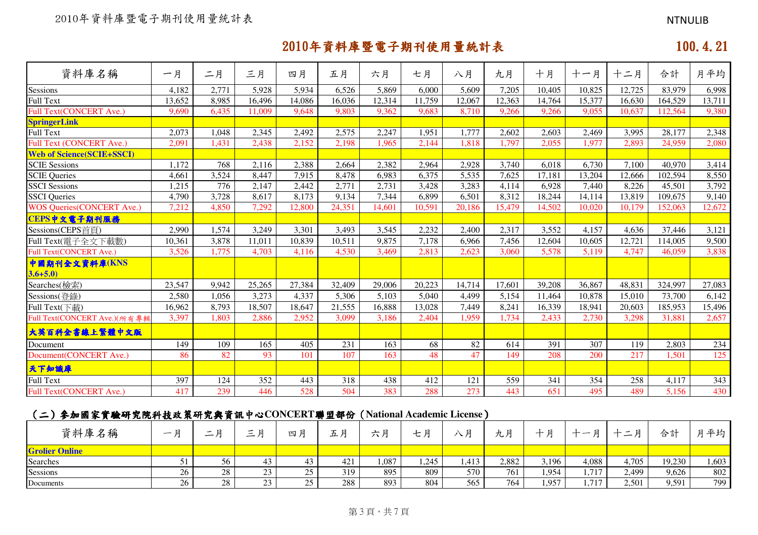## 2010年資料庫暨電子期刊使用量統計表

100. 4. 21

| 資料庫名稱 | 一月 | 二月 | 三月 | 四月 | 五月 | 六月 | 七月 | 八月 | 九月 | 十月 | 十一月 | 十二月 | 合計 | 月平均 |
|---|---|---|---|---|---|---|---|---|---|---|---|---|---|---|
| Sessions | 4,182 | 2,771 | 5,928 | 5,934 | 6,526 | 5,869 | 6,000 | 5,609 | 7,205 | 10,405 | 10,825 | 12,725 | 83,979 | 6,998 |
| Full Text | 13,652 | 8,985 | 16,496 | 14,086 | 16,036 | 12,314 | 11,759 | 12,067 | 12,363 | 14,764 | 15,377 | 16,630 | 164,529 | 13,711 |
| Full Text(CONCERT Ave.) | 9,690 | 6,435 | 11,009 | 9,648 | 9,803 | 9,362 | 9,683 | 8,710 | 9,266 | 9,266 | 9,055 | 10,637 | 112,564 | 9,380 |
| **SpringerLink** | | | | | | | | | | | | | | |
| Full Text | 2,073 | 1,048 | 2,345 | 2,492 | 2,575 | 2,247 | 1,951 | 1,777 | 2,602 | 2,603 | 2,469 | 3,995 | 28,177 | 2,348 |
| Full Text (CONCERT Ave.) | 2,091 | 1,431 | 2,438 | 2,152 | 2,198 | 1,965 | 2,144 | 1,818 | 1,797 | 2,055 | 1,977 | 2,893 | 24,959 | 2,080 |
| **Web of Science(SCIE+SSCI)** | | | | | | | | | | | | | | |
| SCIE Sessions | 1,172 | 768 | 2,116 | 2,388 | 2,664 | 2,382 | 2,964 | 2,928 | 3,740 | 6,018 | 6,730 | 7,100 | 40,970 | 3,414 |
| SCIE Queries | 4,661 | 3,524 | 8,447 | 7,915 | 8,478 | 6,983 | 6,375 | 5,535 | 7,625 | 17,181 | 13,204 | 12,666 | 102,594 | 8,550 |
| SSCI Sessions | 1,215 | 776 | 2,147 | 2,442 | 2,771 | 2,731 | 3,428 | 3,283 | 4,114 | 6,928 | 7,440 | 8,226 | 45,501 | 3,792 |
| SSCI Queries | 4,790 | 3,728 | 8,617 | 8,173 | 9,134 | 7,344 | 6,899 | 6,501 | 8,312 | 18,244 | 14,114 | 13,819 | 109,675 | 9,140 |
| WOS Queries(CONCERT Ave.) | 7,212 | 4,850 | 7,292 | 12,800 | 24,351 | 14,601 | 10,591 | 20,186 | 15,479 | 14,502 | 10,020 | 10,179 | 152,063 | 12,672 |
| **CEPS中文電子期刊服務** | | | | | | | | | | | | | | |
| Sessions(CEPS首頁) | 2,990 | 1,574 | 3,249 | 3,301 | 3,493 | 3,545 | 2,232 | 2,400 | 2,317 | 3,552 | 4,157 | 4,636 | 37,446 | 3,121 |
| Full Text(電子全文下載數) | 10,361 | 3,878 | 11,011 | 10,839 | 10,511 | 9,875 | 7,178 | 6,966 | 7,456 | 12,604 | 10,605 | 12,721 | 114,005 | 9,500 |
| Full Text(CONCERT Ave.) | 3,526 | 1,775 | 4,703 | 4,116 | 4,530 | 3,469 | 2,813 | 2,623 | 3,060 | 5,578 | 5,119 | 4,747 | 46,059 | 3,838 |
| **中國期刊全文資料庫(KNS 3.6+5.0)** | | | | | | | | | | | | | | |
| Searches(檢索) | 23,547 | 9,942 | 25,265 | 27,384 | 32,409 | 29,006 | 20,223 | 14,714 | 17,601 | 39,208 | 36,867 | 48,831 | 324,997 | 27,083 |
| Sessions(登錄) | 2,580 | 1,056 | 3,273 | 4,337 | 5,306 | 5,103 | 5,040 | 4,499 | 5,154 | 11,464 | 10,878 | 15,010 | 73,700 | 6,142 |
| Full Text(下載) | 16,962 | 8,793 | 18,507 | 18,647 | 21,555 | 16,888 | 13,028 | 7,449 | 8,241 | 16,339 | 18,941 | 20,603 | 185,953 | 15,496 |
| Full Text(CONCERT Ave.)(所有專輯 | 3,397 | 1,803 | 2,886 | 2,952 | 3,099 | 3,186 | 2,404 | 1,959 | 1,734 | 2,433 | 2,730 | 3,298 | 31,881 | 2,657 |
| **大英百科全書線上繁體中文版** | | | | | | | | | | | | | | |
| Document | 149 | 109 | 165 | 405 | 231 | 163 | 68 | 82 | 614 | 391 | 307 | 119 | 2,803 | 234 |
| Document(CONCERT Ave.) | 86 | 82 | 93 | 101 | 107 | 163 | 48 | 47 | 149 | 208 | 200 | 217 | 1,501 | 125 |
| **天下知識庫** | | | | | | | | | | | | | | |
| Full Text | 397 | 124 | 352 | 443 | 318 | 438 | 412 | 121 | 559 | 341 | 354 | 258 | 4,117 | 343 |
| Full Text(CONCERT Ave.) | 417 | 239 | 446 | 528 | 504 | 383 | 288 | 273 | 443 | 651 | 495 | 489 | 5,156 | 430 |

### （二）參加國家實驗研究院科技政策研究與資訊中心CONCERT聯盟部份（National Academic License）

| 資料庫名稱 | 一月 | 二月 | 三月 | 四月 | 五月 | 六月 | 七月 | 八月 | 九月 | 十月 | 十一月 | 十二月 | 合計 | 月平均 |
|---|---|---|---|---|---|---|---|---|---|---|---|---|---|---|
| **Grolier Online** | | | | | | | | | | | | | | |
| Searches | 51 | 56 | 43 | 43 | 421 | 1,087 | 1,245 | 1,413 | 2,882 | 3,196 | 4,088 | 4,705 | 19,230 | 1,603 |
| Sessions | 26 | 28 | 23 | 25 | 319 | 895 | 809 | 570 | 761 | 1,954 | 1,717 | 2,499 | 9,626 | 802 |
| Documents | 26 | 28 | 23 | 25 | 288 | 893 | 804 | 565 | 764 | 1,957 | 1,717 | 2,501 | 9,591 | 799 |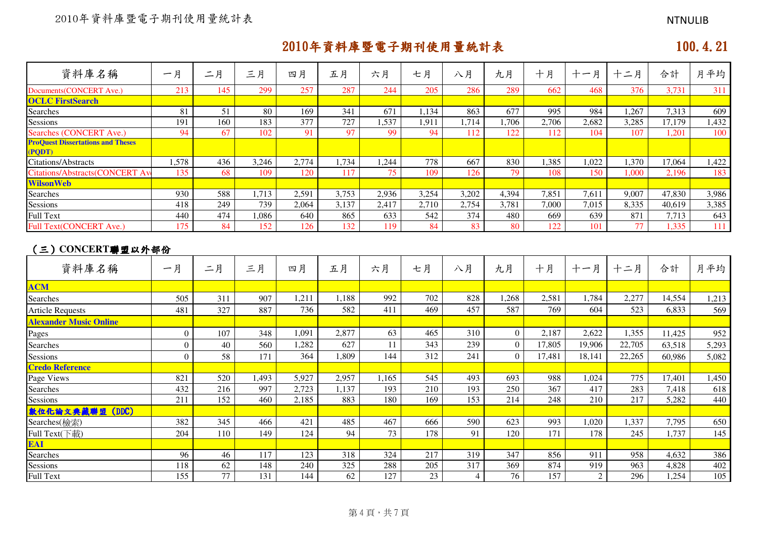# 2010年資料庫暨電子期刊使用量統計表

100.4.21

| 資料庫名稱 | 一月 | 二月 | 三月 | 四月 | 五月 | 六月 | 七月 | 八月 | 九月 | 十月 | 十一月 | 十二月 | 合計 | 月平均 |
|---|---|---|---|---|---|---|---|---|---|---|---|---|---|---|
| Documents(CONCERT Ave.) | 213 | 145 | 299 | 257 | 287 | 244 | 205 | 286 | 289 | 662 | 468 | 376 | 3,731 | 311 |
| **OCLC FirstSearch** | | | | | | | | | | | | | | |
| Searches | 81 | 51 | 80 | 169 | 341 | 671 | 1,134 | 863 | 677 | 995 | 984 | 1,267 | 7,313 | 609 |
| Sessions | 191 | 160 | 183 | 377 | 727 | 1,537 | 1,911 | 1,714 | 1,706 | 2,706 | 2,682 | 3,285 | 17,179 | 1,432 |
| Searches (CONCERT Ave.) | 94 | 67 | 102 | 91 | 97 | 99 | 94 | 112 | 122 | 112 | 104 | 107 | 1,201 | 100 |
| **ProQuest Dissertations and Theses (PQDT)** | | | | | | | | | | | | | | |
| Citations/Abstracts | 1,578 | 436 | 3,246 | 2,774 | 1,734 | 1,244 | 778 | 667 | 830 | 1,385 | 1,022 | 1,370 | 17,064 | 1,422 |
| Citations/Abstracts(CONCERT Av | 135 | 68 | 109 | 120 | 117 | 75 | 109 | 126 | 79 | 108 | 150 | 1,000 | 2,196 | 183 |
| **WilsonWeb** | | | | | | | | | | | | | | |
| Searches | 930 | 588 | 1,713 | 2,591 | 3,753 | 2,936 | 3,254 | 3,202 | 4,394 | 7,851 | 7,611 | 9,007 | 47,830 | 3,986 |
| Sessions | 418 | 249 | 739 | 2,064 | 3,137 | 2,417 | 2,710 | 2,754 | 3,781 | 7,000 | 7,015 | 8,335 | 40,619 | 3,385 |
| Full Text | 440 | 474 | 1,086 | 640 | 865 | 633 | 542 | 374 | 480 | 669 | 639 | 871 | 7,713 | 643 |
| Full Text(CONCERT Ave.) | 175 | 84 | 152 | 126 | 132 | 119 | 84 | 83 | 80 | 122 | 101 | 77 | 1,335 | 111 |

## （三）CONCERT聯盟以外部份

| 資料庫名稱 | 一月 | 二月 | 三月 | 四月 | 五月 | 六月 | 七月 | 八月 | 九月 | 十月 | 十一月 | 十二月 | 合計 | 月平均 |
|---|---|---|---|---|---|---|---|---|---|---|---|---|---|---|
| **ACM** | | | | | | | | | | | | | | |
| Searches | 505 | 311 | 907 | 1,211 | 1,188 | 992 | 702 | 828 | 1,268 | 2,581 | 1,784 | 2,277 | 14,554 | 1,213 |
| Article Requests | 481 | 327 | 887 | 736 | 582 | 411 | 469 | 457 | 587 | 769 | 604 | 523 | 6,833 | 569 |
| **Alexander Music Online** | | | | | | | | | | | | | | |
| Pages | 0 | 107 | 348 | 1,091 | 2,877 | 63 | 465 | 310 | 0 | 2,187 | 2,622 | 1,355 | 11,425 | 952 |
| Searches | 0 | 40 | 560 | 1,282 | 627 | 11 | 343 | 239 | 0 | 17,805 | 19,906 | 22,705 | 63,518 | 5,293 |
| Sessions | 0 | 58 | 171 | 364 | 1,809 | 144 | 312 | 241 | 0 | 17,481 | 18,141 | 22,265 | 60,986 | 5,082 |
| **Credo Reference** | | | | | | | | | | | | | | |
| Page Views | 821 | 520 | 1,493 | 5,927 | 2,957 | 1,165 | 545 | 493 | 693 | 988 | 1,024 | 775 | 17,401 | 1,450 |
| Searches | 432 | 216 | 997 | 2,723 | 1,137 | 193 | 210 | 193 | 250 | 367 | 417 | 283 | 7,418 | 618 |
| Sessions | 211 | 152 | 460 | 2,185 | 883 | 180 | 169 | 153 | 214 | 248 | 210 | 217 | 5,282 | 440 |
| **數位化論文典藏聯盟 (DDC)** | | | | | | | | | | | | | | |
| Searches(檢索) | 382 | 345 | 466 | 421 | 485 | 467 | 666 | 590 | 623 | 993 | 1,020 | 1,337 | 7,795 | 650 |
| Full Text(下載) | 204 | 110 | 149 | 124 | 94 | 73 | 178 | 91 | 120 | 171 | 178 | 245 | 1,737 | 145 |
| **EAI** | | | | | | | | | | | | | | |
| Searches | 96 | 46 | 117 | 123 | 318 | 324 | 217 | 319 | 347 | 856 | 911 | 958 | 4,632 | 386 |
| Sessions | 118 | 62 | 148 | 240 | 325 | 288 | 205 | 317 | 369 | 874 | 919 | 963 | 4,828 | 402 |
| Full Text | 155 | 77 | 131 | 144 | 62 | 127 | 23 | 4 | 76 | 157 | 2 | 296 | 1,254 | 105 |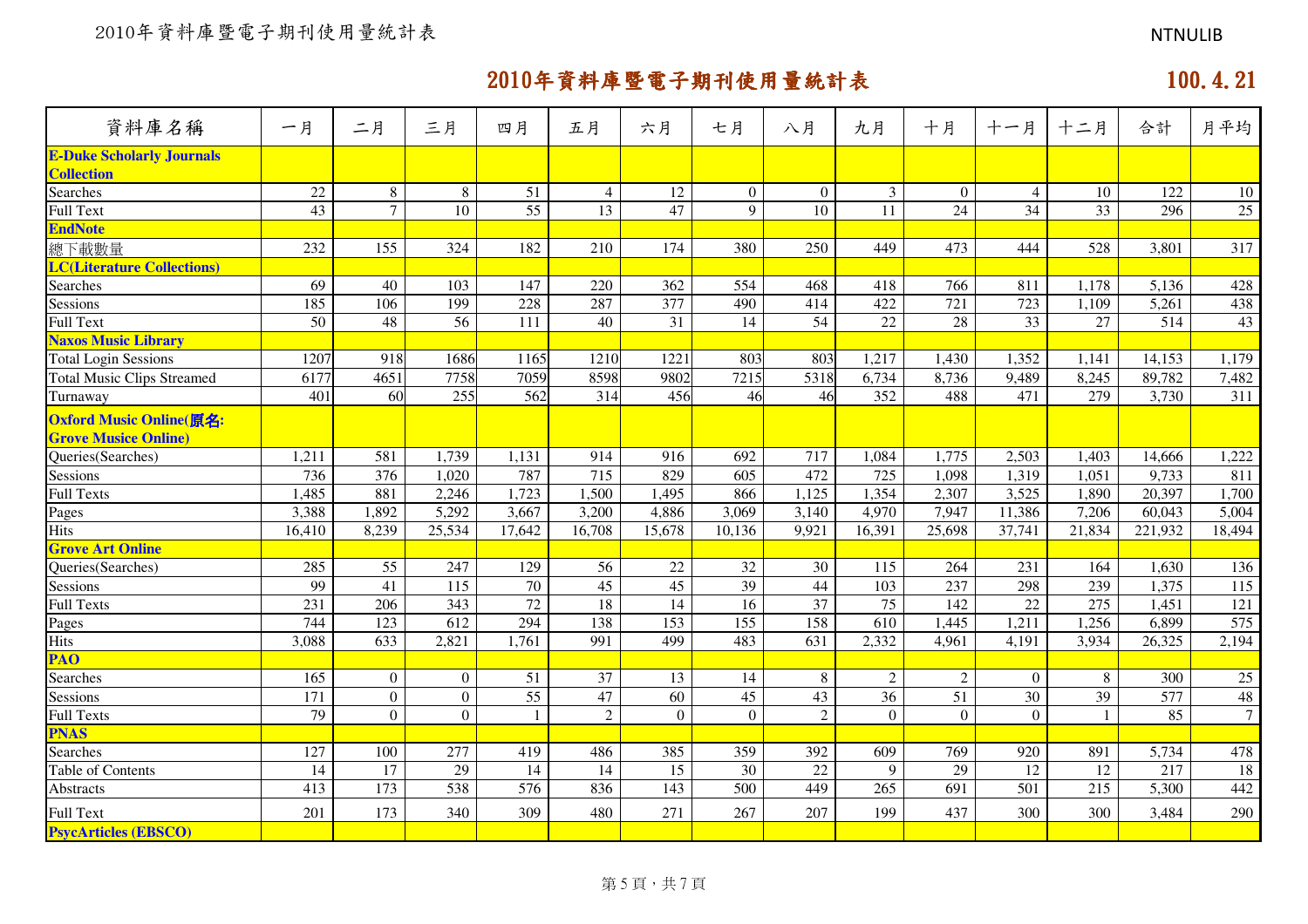# 2010年資料庫暨電子期刊使用量統計表

100.4.21

| 資料庫名稱 | 一月 | 二月 | 三月 | 四月 | 五月 | 六月 | 七月 | 八月 | 九月 | 十月 | 十一月 | 十二月 | 合計 | 月平均 |
|---|---|---|---|---|---|---|---|---|---|---|---|---|---|---|
| **E-Duke Scholarly Journals Collection** | | | | | | | | | | | | | | |
| Searches | 22 | 8 | 8 | 51 | 4 | 12 | 0 | 0 | 3 | 0 | 4 | 10 | 122 | 10 |
| Full Text | 43 | 7 | 10 | 55 | 13 | 47 | 9 | 10 | 11 | 24 | 34 | 33 | 296 | 25 |
| **EndNote** | | | | | | | | | | | | | | |
| 總下載數量 | 232 | 155 | 324 | 182 | 210 | 174 | 380 | 250 | 449 | 473 | 444 | 528 | 3,801 | 317 |
| **LC(Literature Collections)** | | | | | | | | | | | | | | |
| Searches | 69 | 40 | 103 | 147 | 220 | 362 | 554 | 468 | 418 | 766 | 811 | 1,178 | 5,136 | 428 |
| Sessions | 185 | 106 | 199 | 228 | 287 | 377 | 490 | 414 | 422 | 721 | 723 | 1,109 | 5,261 | 438 |
| Full Text | 50 | 48 | 56 | 111 | 40 | 31 | 14 | 54 | 22 | 28 | 33 | 27 | 514 | 43 |
| **Naxos Music Library** | | | | | | | | | | | | | | |
| Total Login Sessions | 1207 | 918 | 1686 | 1165 | 1210 | 1221 | 803 | 803 | 1,217 | 1,430 | 1,352 | 1,141 | 14,153 | 1,179 |
| Total Music Clips Streamed | 6177 | 4651 | 7758 | 7059 | 8598 | 9802 | 7215 | 5318 | 6,734 | 8,736 | 9,489 | 8,245 | 89,782 | 7,482 |
| Turnaway | 401 | 60 | 255 | 562 | 314 | 456 | 46 | 46 | 352 | 488 | 471 | 279 | 3,730 | 311 |
| **Oxford Music Online(原名: Grove Musice Online)** | | | | | | | | | | | | | | |
| Queries(Searches) | 1,211 | 581 | 1,739 | 1,131 | 914 | 916 | 692 | 717 | 1,084 | 1,775 | 2,503 | 1,403 | 14,666 | 1,222 |
| Sessions | 736 | 376 | 1,020 | 787 | 715 | 829 | 605 | 472 | 725 | 1,098 | 1,319 | 1,051 | 9,733 | 811 |
| Full Texts | 1,485 | 881 | 2,246 | 1,723 | 1,500 | 1,495 | 866 | 1,125 | 1,354 | 2,307 | 3,525 | 1,890 | 20,397 | 1,700 |
| Pages | 3,388 | 1,892 | 5,292 | 3,667 | 3,200 | 4,886 | 3,069 | 3,140 | 4,970 | 7,947 | 11,386 | 7,206 | 60,043 | 5,004 |
| Hits | 16,410 | 8,239 | 25,534 | 17,642 | 16,708 | 15,678 | 10,136 | 9,921 | 16,391 | 25,698 | 37,741 | 21,834 | 221,932 | 18,494 |
| **Grove Art Online** | | | | | | | | | | | | | | |
| Queries(Searches) | 285 | 55 | 247 | 129 | 56 | 22 | 32 | 30 | 115 | 264 | 231 | 164 | 1,630 | 136 |
| Sessions | 99 | 41 | 115 | 70 | 45 | 45 | 39 | 44 | 103 | 237 | 298 | 239 | 1,375 | 115 |
| Full Texts | 231 | 206 | 343 | 72 | 18 | 14 | 16 | 37 | 75 | 142 | 22 | 275 | 1,451 | 121 |
| Pages | 744 | 123 | 612 | 294 | 138 | 153 | 155 | 158 | 610 | 1,445 | 1,211 | 1,256 | 6,899 | 575 |
| Hits | 3,088 | 633 | 2,821 | 1,761 | 991 | 499 | 483 | 631 | 2,332 | 4,961 | 4,191 | 3,934 | 26,325 | 2,194 |
| **PAO** | | | | | | | | | | | | | | |
| Searches | 165 | 0 | 0 | 51 | 37 | 13 | 14 | 8 | 2 | 2 | 0 | 8 | 300 | 25 |
| Sessions | 171 | 0 | 0 | 55 | 47 | 60 | 45 | 43 | 36 | 51 | 30 | 39 | 577 | 48 |
| Full Texts | 79 | 0 | 0 | 1 | 2 | 0 | 0 | 2 | 0 | 0 | 0 | 1 | 85 | 7 |
| **PNAS** | | | | | | | | | | | | | | |
| Searches | 127 | 100 | 277 | 419 | 486 | 385 | 359 | 392 | 609 | 769 | 920 | 891 | 5,734 | 478 |
| Table of Contents | 14 | 17 | 29 | 14 | 14 | 15 | 30 | 22 | 9 | 29 | 12 | 12 | 217 | 18 |
| Abstracts | 413 | 173 | 538 | 576 | 836 | 143 | 500 | 449 | 265 | 691 | 501 | 215 | 5,300 | 442 |
| Full Text | 201 | 173 | 340 | 309 | 480 | 271 | 267 | 207 | 199 | 437 | 300 | 300 | 3,484 | 290 |
| **PsycArticles (EBSCO)** | | | | | | | | | | | | | | |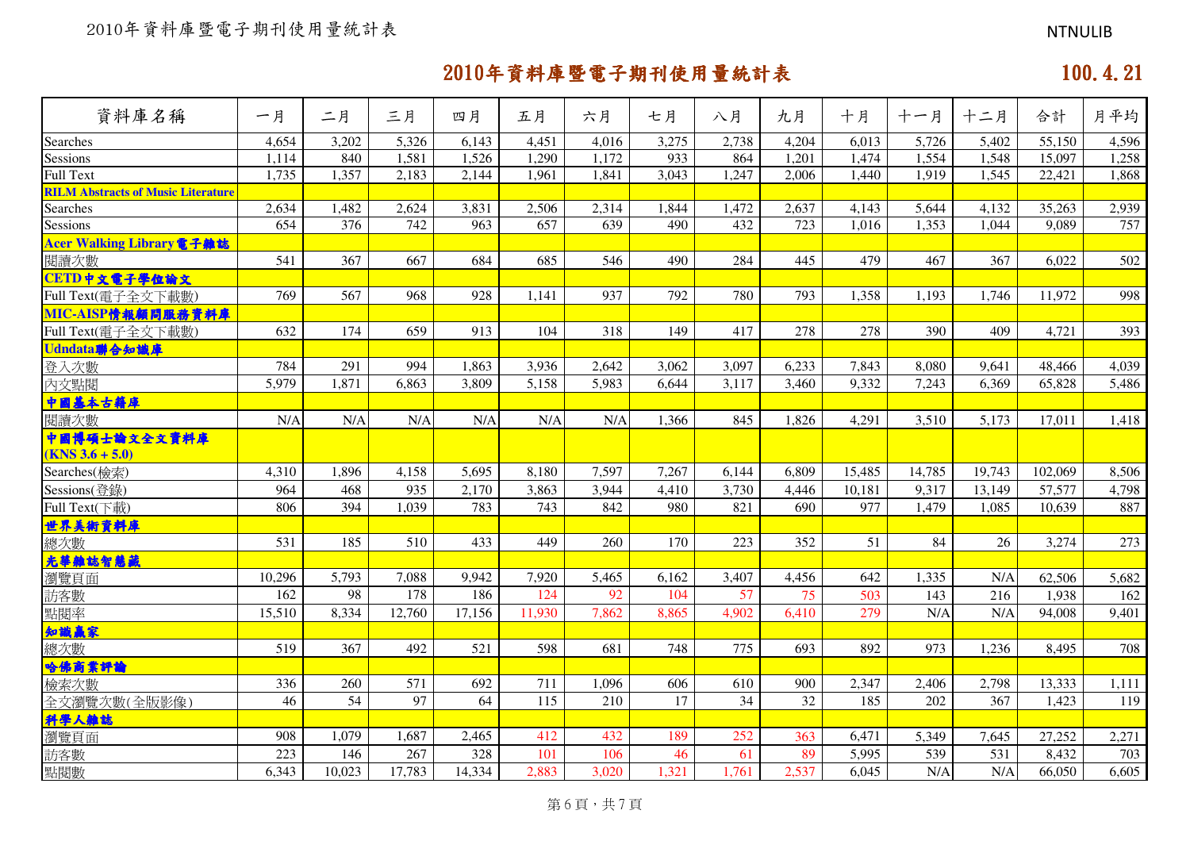# 2010年資料庫暨電子期刊使用量統計表

100.4.21

| 資料庫名稱 | 一月 | 二月 | 三月 | 四月 | 五月 | 六月 | 七月 | 八月 | 九月 | 十月 | 十一月 | 十二月 | 合計 | 月平均 |
|---|---|---|---|---|---|---|---|---|---|---|---|---|---|---|
| Searches | 4,654 | 3,202 | 5,326 | 6,143 | 4,451 | 4,016 | 3,275 | 2,738 | 4,204 | 6,013 | 5,726 | 5,402 | 55,150 | 4,596 |
| Sessions | 1,114 | 840 | 1,581 | 1,526 | 1,290 | 1,172 | 933 | 864 | 1,201 | 1,474 | 1,554 | 1,548 | 15,097 | 1,258 |
| Full Text | 1,735 | 1,357 | 2,183 | 2,144 | 1,961 | 1,841 | 3,043 | 1,247 | 2,006 | 1,440 | 1,919 | 1,545 | 22,421 | 1,868 |
| **RILM Abstracts of Music Literature** | | | | | | | | | | | | | | |
| Searches | 2,634 | 1,482 | 2,624 | 3,831 | 2,506 | 2,314 | 1,844 | 1,472 | 2,637 | 4,143 | 5,644 | 4,132 | 35,263 | 2,939 |
| Sessions | 654 | 376 | 742 | 963 | 657 | 639 | 490 | 432 | 723 | 1,016 | 1,353 | 1,044 | 9,089 | 757 |
| **Acer Walking Library電子雜誌** | | | | | | | | | | | | | | |
| 閱讀次數 | 541 | 367 | 667 | 684 | 685 | 546 | 490 | 284 | 445 | 479 | 467 | 367 | 6,022 | 502 |
| **CETD中文電子學位論文** | | | | | | | | | | | | | | |
| Full Text(電子全文下載數) | 769 | 567 | 968 | 928 | 1,141 | 937 | 792 | 780 | 793 | 1,358 | 1,193 | 1,746 | 11,972 | 998 |
| **MIC-AISP情報顧問服務資料庫** | | | | | | | | | | | | | | |
| Full Text(電子全文下載數) | 632 | 174 | 659 | 913 | 104 | 318 | 149 | 417 | 278 | 278 | 390 | 409 | 4,721 | 393 |
| **Udndata聯合知識庫** | | | | | | | | | | | | | | |
| 登入次數 | 784 | 291 | 994 | 1,863 | 3,936 | 2,642 | 3,062 | 3,097 | 6,233 | 7,843 | 8,080 | 9,641 | 48,466 | 4,039 |
| 內文點閱 | 5,979 | 1,871 | 6,863 | 3,809 | 5,158 | 5,983 | 6,644 | 3,117 | 3,460 | 9,332 | 7,243 | 6,369 | 65,828 | 5,486 |
| **中國基本古籍庫** | | | | | | | | | | | | | | |
| 閱讀次數 | N/A | N/A | N/A | N/A | N/A | N/A | 1,366 | 845 | 1,826 | 4,291 | 3,510 | 5,173 | 17,011 | 1,418 |
| **中國博碩士論文全文資料庫 (KNS 3.6 + 5.0)** | | | | | | | | | | | | | | |
| Searches(檢索) | 4,310 | 1,896 | 4,158 | 5,695 | 8,180 | 7,597 | 7,267 | 6,144 | 6,809 | 15,485 | 14,785 | 19,743 | 102,069 | 8,506 |
| Sessions(登錄) | 964 | 468 | 935 | 2,170 | 3,863 | 3,944 | 4,410 | 3,730 | 4,446 | 10,181 | 9,317 | 13,149 | 57,577 | 4,798 |
| Full Text(下載) | 806 | 394 | 1,039 | 783 | 743 | 842 | 980 | 821 | 690 | 977 | 1,479 | 1,085 | 10,639 | 887 |
| **世界美術資料庫** | | | | | | | | | | | | | | |
| 總次數 | 531 | 185 | 510 | 433 | 449 | 260 | 170 | 223 | 352 | 51 | 84 | 26 | 3,274 | 273 |
| **光華雜誌智慧藏** | | | | | | | | | | | | | | |
| 瀏覽頁面 | 10,296 | 5,793 | 7,088 | 9,942 | 7,920 | 5,465 | 6,162 | 3,407 | 4,456 | 642 | 1,335 | N/A | 62,506 | 5,682 |
| 訪客數 | 162 | 98 | 178 | 186 | 124 | 92 | 104 | 57 | 75 | 503 | 143 | 216 | 1,938 | 162 |
| 點閱率 | 15,510 | 8,334 | 12,760 | 17,156 | 11,930 | 7,862 | 8,865 | 4,902 | 6,410 | 279 | N/A | N/A | 94,008 | 9,401 |
| **知識贏家** | | | | | | | | | | | | | | |
| 總次數 | 519 | 367 | 492 | 521 | 598 | 681 | 748 | 775 | 693 | 892 | 973 | 1,236 | 8,495 | 708 |
| **哈佛商業評論** | | | | | | | | | | | | | | |
| 檢索次數 | 336 | 260 | 571 | 692 | 711 | 1,096 | 606 | 610 | 900 | 2,347 | 2,406 | 2,798 | 13,333 | 1,111 |
| 全文瀏覽次數(全版影像) | 46 | 54 | 97 | 64 | 115 | 210 | 17 | 34 | 32 | 185 | 202 | 367 | 1,423 | 119 |
| **科學人雜誌** | | | | | | | | | | | | | | |
| 瀏覽頁面 | 908 | 1,079 | 1,687 | 2,465 | 412 | 432 | 189 | 252 | 363 | 6,471 | 5,349 | 7,645 | 27,252 | 2,271 |
| 訪客數 | 223 | 146 | 267 | 328 | 101 | 106 | 46 | 61 | 89 | 5,995 | 539 | 531 | 8,432 | 703 |
| 點閱數 | 6,343 | 10,023 | 17,783 | 14,334 | 2,883 | 3,020 | 1,321 | 1,761 | 2,537 | 6,045 | N/A | N/A | 66,050 | 6,605 |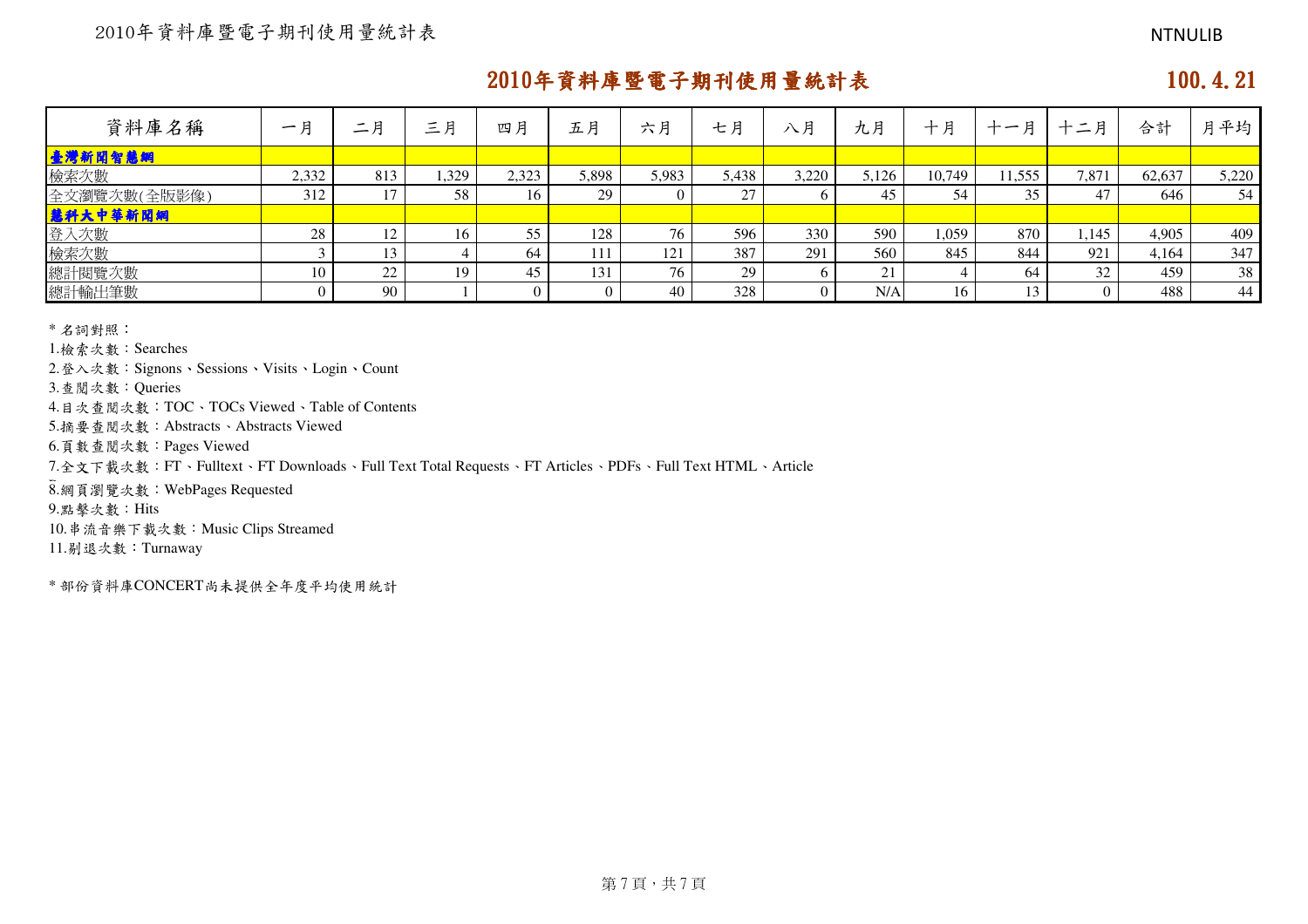## 2010年資料庫暨電子期刊使用量統計表

100.4.21

| 資料庫名稱 | 一月 | 二月 | 三月 | 四月 | 五月 | 六月 | 七月 | 八月 | 九月 | 十月 | 十一月 | 十二月 | 合計 | 月平均 |
|---|---|---|---|---|---|---|---|---|---|---|---|---|---|---|
| **臺灣新聞智慧網** | | | | | | | | | | | | | | |
| 檢索次數 | 2,332 | 813 | 1,329 | 2,323 | 5,898 | 5,983 | 5,438 | 3,220 | 5,126 | 10,749 | 11,555 | 7,871 | 62,637 | 5,220 |
| 全文瀏覽次數(全版影像) | 312 | 17 | 58 | 16 | 29 | 0 | 27 | 6 | 45 | 54 | 35 | 47 | 646 | 54 |
| **慧科大中華新聞網** | | | | | | | | | | | | | | |
| 登入次數 | 28 | 12 | 16 | 55 | 128 | 76 | 596 | 330 | 590 | 1,059 | 870 | 1,145 | 4,905 | 409 |
| 檢索次數 | 3 | 13 | 4 | 64 | 111 | 121 | 387 | 291 | 560 | 845 | 844 | 921 | 4,164 | 347 |
| 總計閱覽次數 | 10 | 22 | 19 | 45 | 131 | 76 | 29 | 6 | 21 | 4 | 64 | 32 | 459 | 38 |
| 總計輸出筆數 | 0 | 90 | 1 | 0 | 0 | 40 | 328 | 0 | N/A | 16 | 13 | 0 | 488 | 44 |

\* 名詞對照：

1.檢索次數：Searches

2.登入次數：Signons、Sessions、Visits、Login、Count

3.查閱次數：Queries

4.目次查閱次數：TOC、TOCs Viewed、Table of Contents

5.摘要查閱次數：Abstracts、Abstracts Viewed

6.頁數查閱次數：Pages Viewed

7.全文下載次數：FT、Fulltext、FT Downloads、Full Text Total Requests、FT Articles、PDFs、Full Text HTML、Article

8.網頁瀏覽次數：WebPages Requested

9.點擊次數：Hits

10.串流音樂下載次數：Music Clips Streamed

11.剔退次數：Turnaway

\* 部份資料庫CONCERT尚未提供全年度平均使用統計